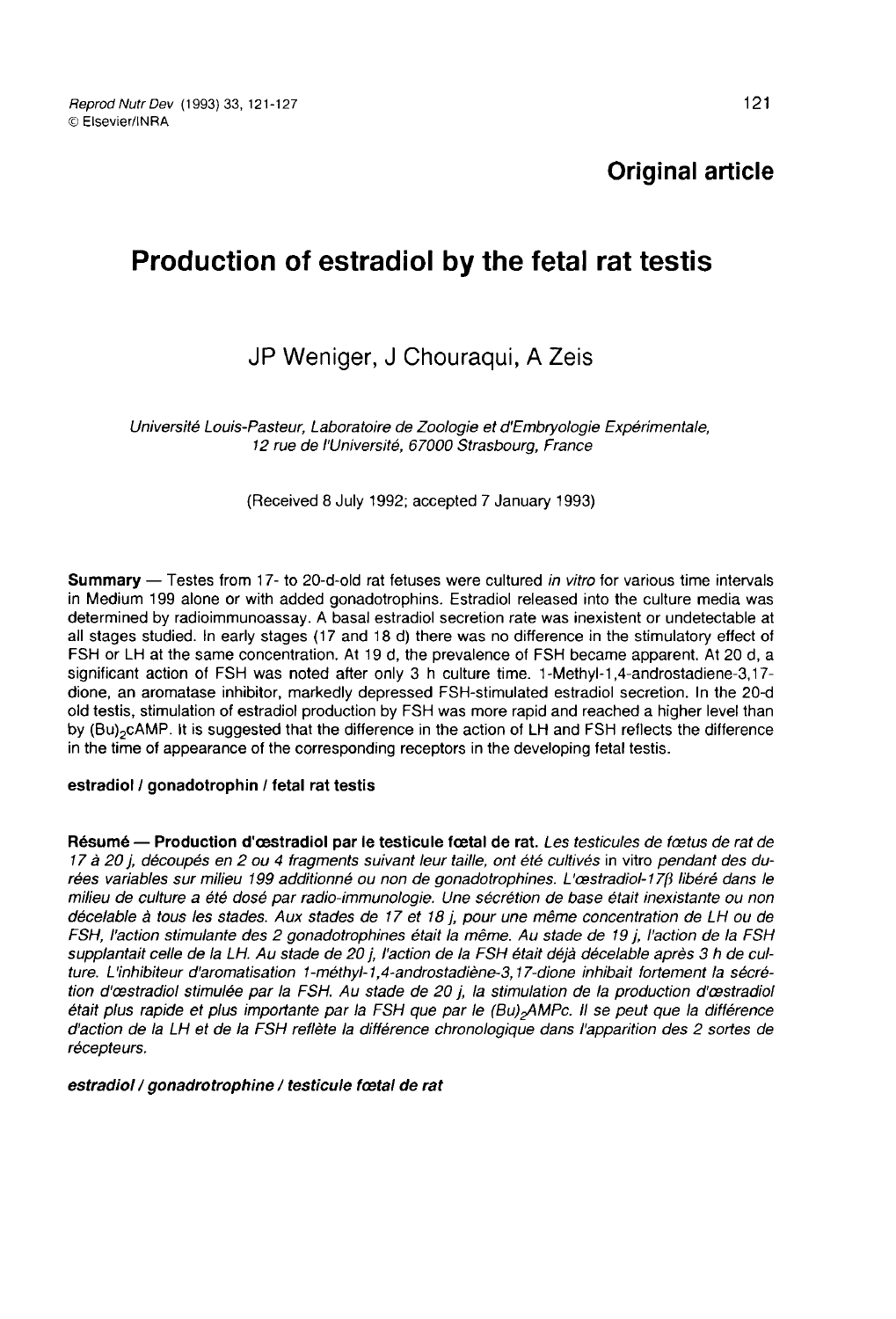**Original article**

# Production of estradiol by the fetal rat testis

JP Weniger, J Chouraqui, A Zeis

*Université Louis-Pasteur, Laboratoire de Zoologie et d'Embryologie Expérimentale, 12 rue de l'Université, 67000 Strasbourg, France*

(Received 8 July 1992; accepted 7 January 1993)

**Summary** — Testes from 17- to 20-d-old rat fetuses were cultured *in vitro* for various time intervals in Medium 199 alone or with added gonadotrophins. Estradiol released into the culture media was determined by radioimmunoassay. A basal estradiol secretion rate was inexistent or undetectable at all stages studied. In early stages (17 and 18 d) there was no difference in the stimulatory effect of FSH or LH at the same concentration. At 19 d, the prevalence of FSH became apparent. At 20 d, a significant action of FSH was noted after only 3 h culture time. 1-Methyl-1,4-androstadiene-3,17-dione, an aromatase inhibitor, markedly depressed FSH-stimulated estradiol secretion. In the 20-d old testis, stimulation of estradiol production by FSH was more rapid and reached a higher level than by $(Bu)_2$cAMP. It is suggested that the difference in the action of LH and FSH reflects the difference in the time of appearance of the corresponding receptors in the developing fetal testis.

**estradiol / gonadotrophin / fetal rat testis**

**Résumé — Production d'œstradiol par le testicule fœtal de rat.** *Les testicules de fœtus de rat de 17 à 20 j, découpés en 2 ou 4 fragments suivant leur taille, ont été cultivés* in vitro *pendant des durées variables sur milieu 199 additionné ou non de gonadotrophines. L'œstradiol-17β libéré dans le milieu de culture a été dosé par radio-immunologie. Une sécrétion de base était inexistante ou non décelable à tous les stades. Aux stades de 17 et 18 j, pour une même concentration de LH ou de FSH, l'action stimulante des 2 gonadotrophines était la même. Au stade de 19 j, l'action de la FSH supplantait celle de la LH. Au stade de 20 j, l'action de la FSH était déjà décelable après 3 h de culture. L'inhibiteur d'aromatisation 1-méthyl-1,4-androstadiène-3,17-dione inhibait fortement la sécrétion d'œstradiol stimulée par la FSH. Au stade de 20 j, la stimulation de la production d'œstradiol était plus rapide et plus importante par la FSH que par le $(Bu)_2$AMPc. Il se peut que la différence d'action de la LH et de la FSH reflète la différence chronologique dans l'apparition des 2 sortes de récepteurs.*

***estradiol / gonadrotrophine / testicule fœtal de rat***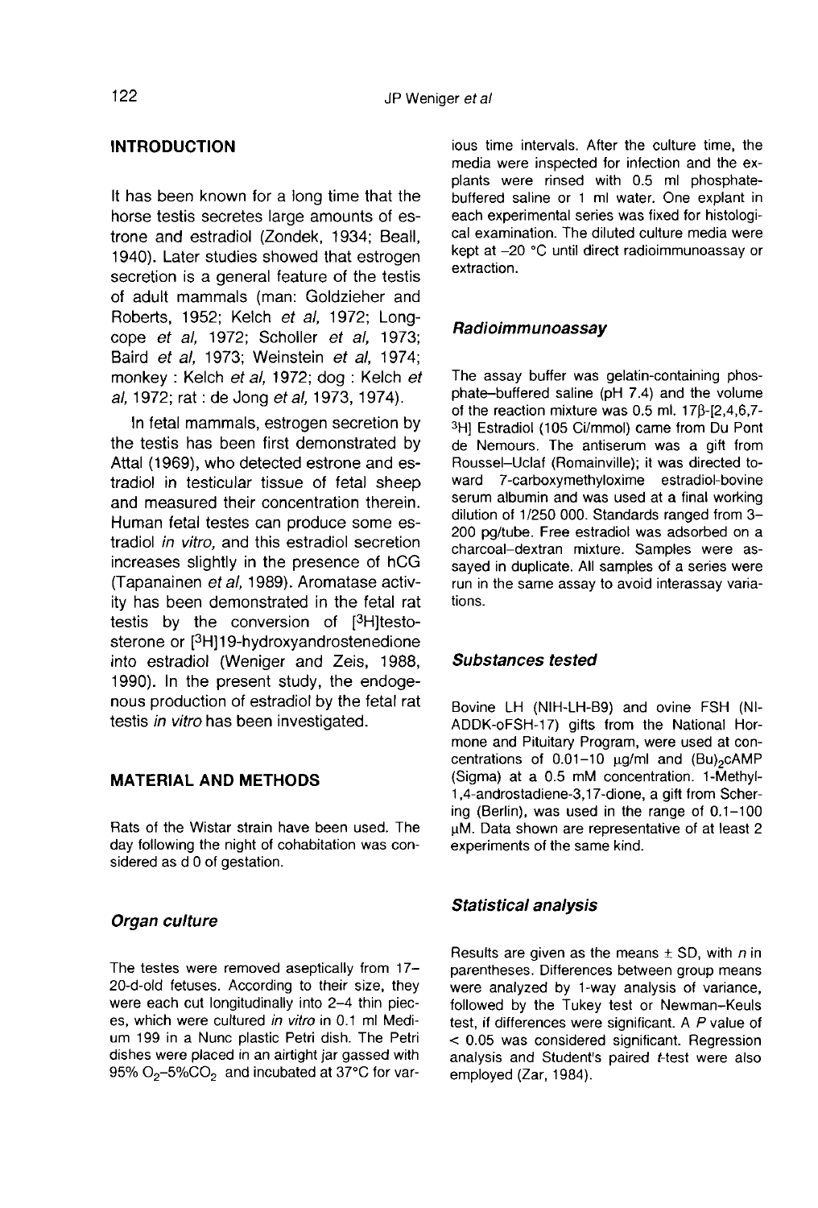## INTRODUCTION

It has been known for a long time that the horse testis secretes large amounts of estrone and estradiol (Zondek, 1934; Beall, 1940). Later studies showed that estrogen secretion is a general feature of the testis of adult mammals (man: Goldzieher and Roberts, 1952; Kelch *et al*, 1972; Longcope *et al*, 1972; Scholler *et al*, 1973; Baird *et al*, 1973; Weinstein *et al*, 1974; monkey : Kelch *et al*, 1972; dog : Kelch *et al*, 1972; rat : de Jong *et al*, 1973, 1974).

In fetal mammals, estrogen secretion by the testis has been first demonstrated by Attal (1969), who detected estrone and estradiol in testicular tissue of fetal sheep and measured their concentration therein. Human fetal testes can produce some estradiol *in vitro*, and this estradiol secretion increases slightly in the presence of hCG (Tapanainen *et al*, 1989). Aromatase activity has been demonstrated in the fetal rat testis by the conversion of [$^3$H]testosterone or [$^3$H]19-hydroxyandrostenedione into estradiol (Weniger and Zeis, 1988, 1990). In the present study, the endogenous production of estradiol by the fetal rat testis *in vitro* has been investigated.

## MATERIAL AND METHODS

Rats of the Wistar strain have been used. The day following the night of cohabitation was considered as d 0 of gestation.

### Organ culture

The testes were removed aseptically from 17–20-d-old fetuses. According to their size, they were each cut longitudinally into 2–4 thin pieces, which were cultured *in vitro* in 0.1 ml Medium 199 in a Nunc plastic Petri dish. The Petri dishes were placed in an airtight jar gassed with 95% $O_2$–5%$CO_2$ and incubated at 37°C for various time intervals. After the culture time, the media were inspected for infection and the explants were rinsed with 0.5 ml phosphate-buffered saline or 1 ml water. One explant in each experimental series was fixed for histological examination. The diluted culture media were kept at –20 °C until direct radioimmunoassay or extraction.

### Radioimmunoassay

The assay buffer was gelatin-containing phosphate–buffered saline (pH 7.4) and the volume of the reaction mixture was 0.5 ml. 17β-[2,4,6,7-$^3$H] Estradiol (105 Ci/mmol) came from Du Pont de Nemours. The antiserum was a gift from Roussel–Uclaf (Romainville); it was directed toward 7-carboxymethyloxime estradiol-bovine serum albumin and was used at a final working dilution of 1/250 000. Standards ranged from 3–200 pg/tube. Free estradiol was adsorbed on a charcoal–dextran mixture. Samples were assayed in duplicate. All samples of a series were run in the same assay to avoid interassay variations.

### Substances tested

Bovine LH (NIH-LH-B9) and ovine FSH (NIADDK-oFSH-17) gifts from the National Hormone and Pituitary Program, were used at concentrations of 0.01–10 μg/ml and $(Bu)_2$cAMP (Sigma) at a 0.5 mM concentration. 1-Methyl-1,4-androstadiene-3,17-dione, a gift from Schering (Berlin), was used in the range of 0.1–100 μM. Data shown are representative of at least 2 experiments of the same kind.

### Statistical analysis

Results are given as the means ± SD, with *n* in parentheses. Differences between group means were analyzed by 1-way analysis of variance, followed by the Tukey test or Newman–Keuls test, if differences were significant. A $P$ value of $< 0.05$ was considered significant. Regression analysis and Student's paired *t*-test were also employed (Zar, 1984).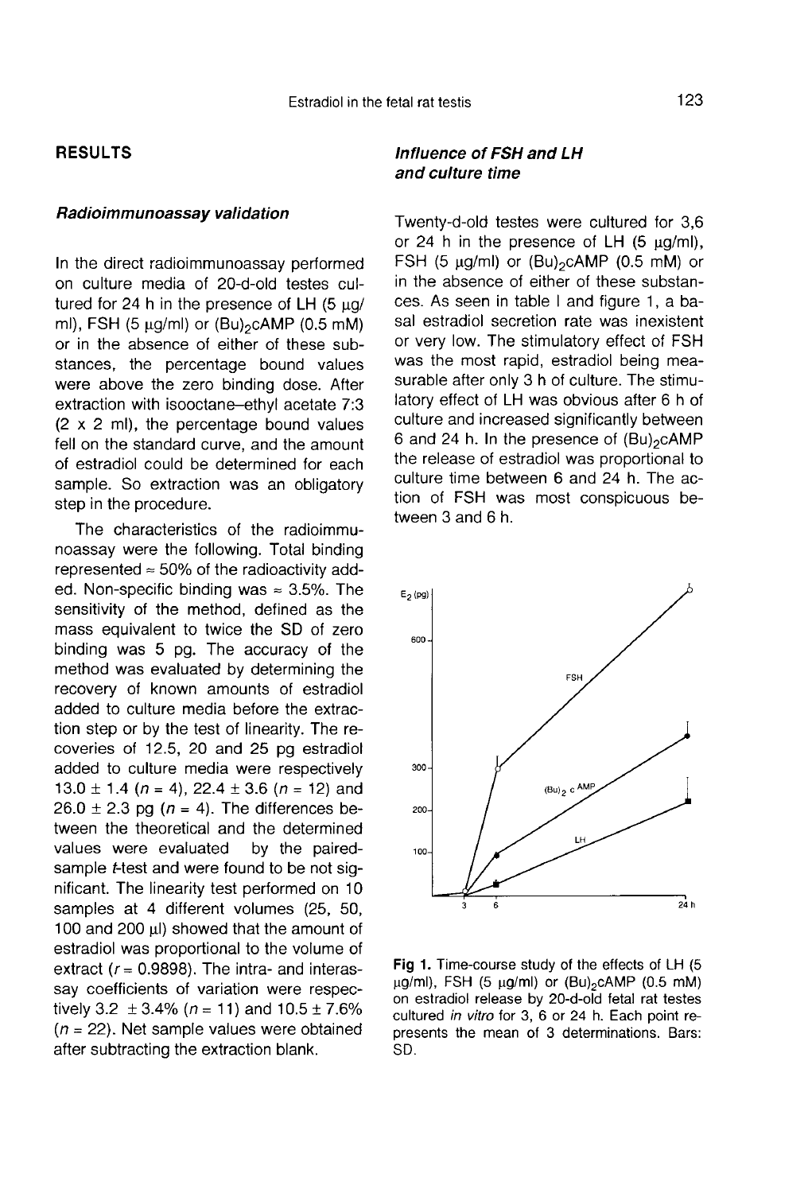## RESULTS

### *Radioimmunoassay validation*

In the direct radioimmunoassay performed on culture media of 20-d-old testes cultured for 24 h in the presence of LH (5 μg/ml), FSH (5 μg/ml) or $(Bu)_2cAMP$ (0.5 mM) or in the absence of either of these substances, the percentage bound values were above the zero binding dose. After extraction with isooctane–ethyl acetate 7:3 (2 x 2 ml), the percentage bound values fell on the standard curve, and the amount of estradiol could be determined for each sample. So extraction was an obligatory step in the procedure.

The characteristics of the radioimmunoassay were the following. Total binding represented ≈ 50% of the radioactivity added. Non-specific binding was ≈ 3.5%. The sensitivity of the method, defined as the mass equivalent to twice the SD of zero binding was 5 pg. The accuracy of the method was evaluated by determining the recovery of known amounts of estradiol added to culture media before the extraction step or by the test of linearity. The recoveries of 12.5, 20 and 25 pg estradiol added to culture media were respectively 13.0 ± 1.4 ($n$ = 4), 22.4 ± 3.6 ($n$ = 12) and 26.0 ± 2.3 pg ($n$ = 4). The differences between the theoretical and the determined values were evaluated by the paired-sample *t*-test and were found to be not significant. The linearity test performed on 10 samples at 4 different volumes (25, 50, 100 and 200 μl) showed that the amount of estradiol was proportional to the volume of extract ($r$ = 0.9898). The intra- and interassay coefficients of variation were respectively 3.2 ± 3.4% ($n$ = 11) and 10.5 ± 7.6% ($n$ = 22). Net sample values were obtained after subtracting the extraction blank.

### *Influence of FSH and LH and culture time*

Twenty-d-old testes were cultured for 3,6 or 24 h in the presence of LH (5 μg/ml), FSH (5 μg/ml) or $(Bu)_2cAMP$ (0.5 mM) or in the absence of either of these substances. As seen in table I and figure 1, a basal estradiol secretion rate was inexistent or very low. The stimulatory effect of FSH was the most rapid, estradiol being measurable after only 3 h of culture. The stimulatory effect of LH was obvious after 6 h of culture and increased significantly between 6 and 24 h. In the presence of $(Bu)_2cAMP$ the release of estradiol was proportional to culture time between 6 and 24 h. The action of FSH was most conspicuous between 3 and 6 h.

**Fig 1.** Time-course study of the effects of LH (5 μg/ml), FSH (5 μg/ml) or $(Bu)_2cAMP$ (0.5 mM) on estradiol release by 20-d-old fetal rat testes cultured *in vitro* for 3, 6 or 24 h. Each point represents the mean of 3 determinations. Bars: SD.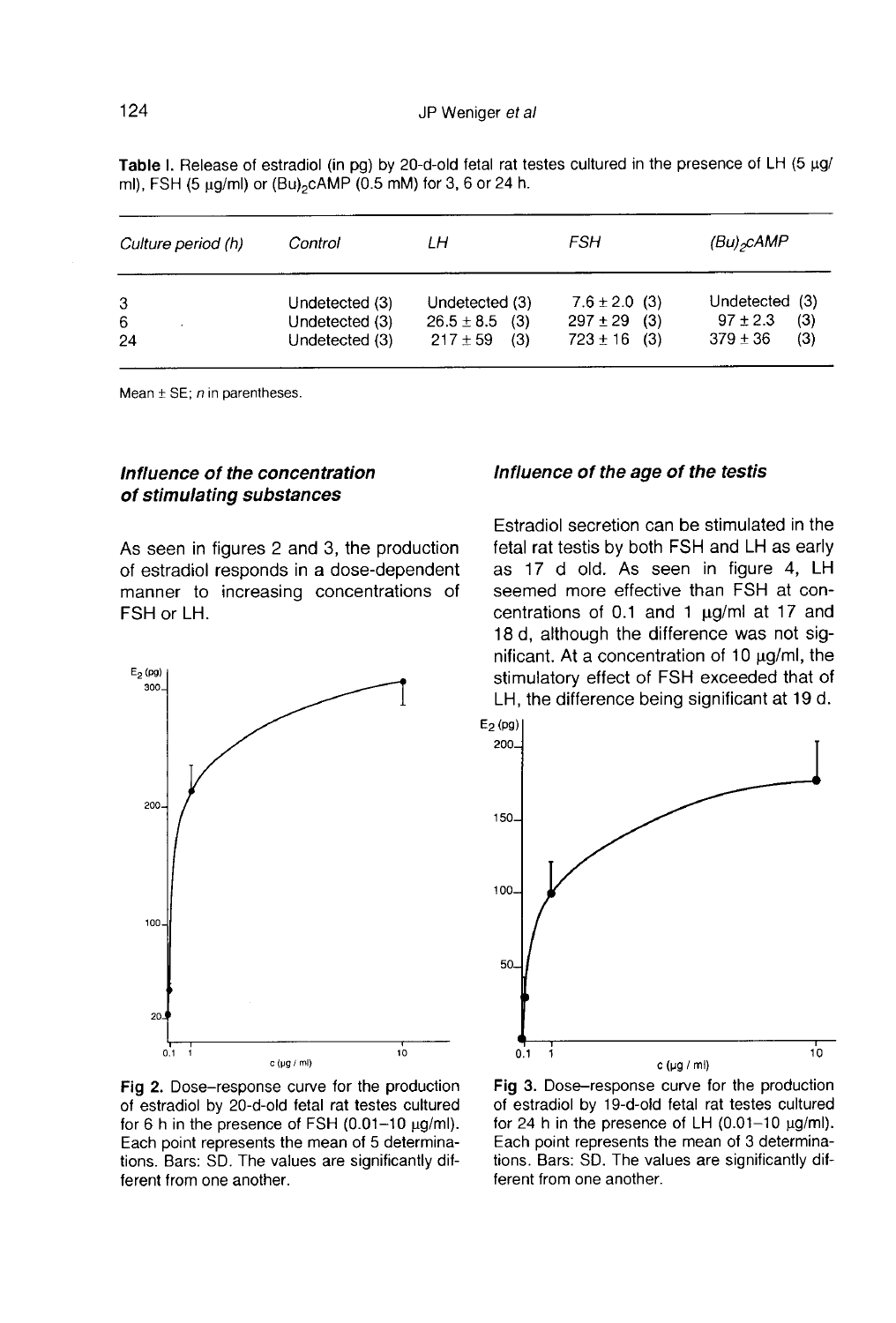**Table I.** Release of estradiol (in pg) by 20-d-old fetal rat testes cultured in the presence of LH (5 µg/ml), FSH (5 µg/ml) or $(Bu)_2cAMP$ (0.5 mM) for 3, 6 or 24 h.

| *Culture period (h)* | *Control* | *LH* | *FSH* | *$(Bu)_2cAMP$* |
|---|---|---|---|---|
| 3 | Undetected (3) | Undetected (3) | 7.6 ± 2.0 (3) | Undetected (3) |
| 6 | Undetected (3) | 26.5 ± 8.5 (3) | 297 ± 29 (3) | 97 ± 2.3 (3) |
| 24 | Undetected (3) | 217 ± 59 (3) | 723 ± 16 (3) | 379 ± 36 (3) |

Mean ± SE; *n* in parentheses.

### *Influence of the concentration of stimulating substances*

As seen in figures 2 and 3, the production of estradiol responds in a dose-dependent manner to increasing concentrations of FSH or LH.

**Fig 2.** Dose–response curve for the production of estradiol by 20-d-old fetal rat testes cultured for 6 h in the presence of FSH (0.01–10 µg/ml). Each point represents the mean of 5 determinations. Bars: SD. The values are significantly different from one another.

### *Influence of the age of the testis*

Estradiol secretion can be stimulated in the fetal rat testis by both FSH and LH as early as 17 d old. As seen in figure 4, LH seemed more effective than FSH at concentrations of 0.1 and 1 µg/ml at 17 and 18 d, although the difference was not significant. At a concentration of 10 µg/ml, the stimulatory effect of FSH exceeded that of LH, the difference being significant at 19 d.

**Fig 3.** Dose–response curve for the production of estradiol by 19-d-old fetal rat testes cultured for 24 h in the presence of LH (0.01–10 µg/ml). Each point represents the mean of 3 determinations. Bars: SD. The values are significantly different from one another.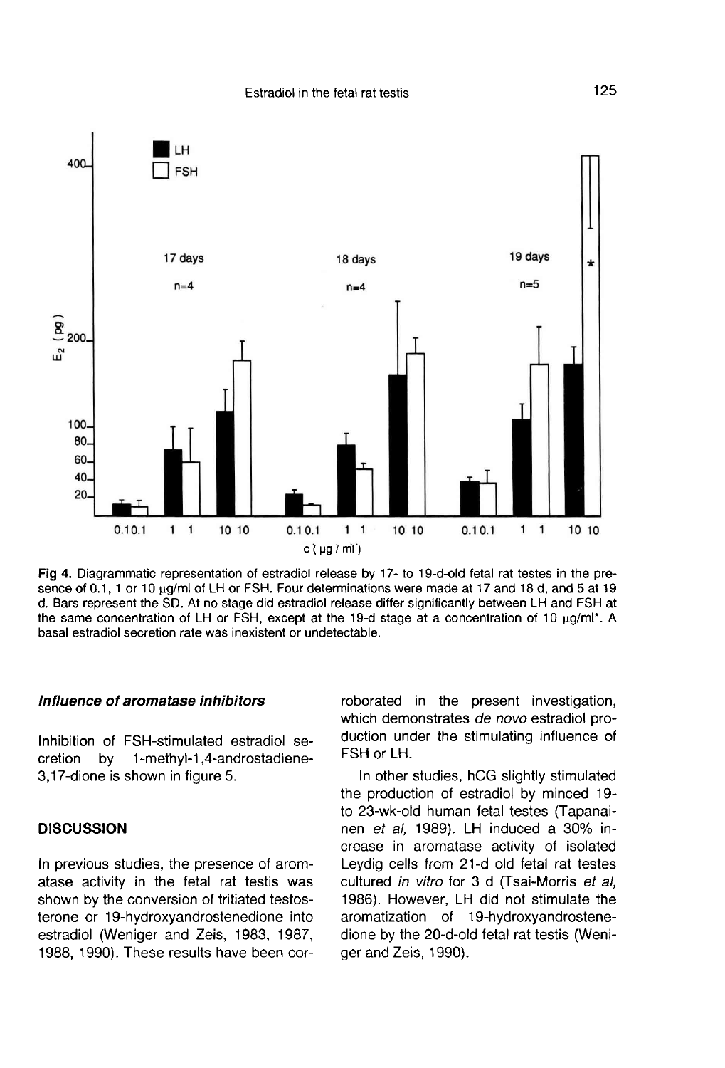Fig 4. Diagrammatic representation of estradiol release by 17- to 19-d-old fetal rat testes in the presence of 0.1, 1 or 10 µg/ml of LH or FSH. Four determinations were made at 17 and 18 d, and 5 at 19 d. Bars represent the SD. At no stage did estradiol release differ significantly between LH and FSH at the same concentration of LH or FSH, except at the 19-d stage at a concentration of 10 µg/ml*. A basal estradiol secretion rate was inexistent or undetectable.

### *Influence of aromatase inhibitors*

Inhibition of FSH-stimulated estradiol secretion by 1-methyl-1,4-androstadiene-3,17-dione is shown in figure 5.

## DISCUSSION

In previous studies, the presence of aromatase activity in the fetal rat testis was shown by the conversion of tritiated testosterone or 19-hydroxyandrostenedione into estradiol (Weniger and Zeis, 1983, 1987, 1988, 1990). These results have been corroborated in the present investigation, which demonstrates *de novo* estradiol production under the stimulating influence of FSH or LH.

In other studies, hCG slightly stimulated the production of estradiol by minced 19- to 23-wk-old human fetal testes (Tapanainen *et al,* 1989). LH induced a 30% increase in aromatase activity of isolated Leydig cells from 21-d old fetal rat testes cultured *in vitro* for 3 d (Tsai-Morris *et al,* 1986). However, LH did not stimulate the aromatization of 19-hydroxyandrostenedione by the 20-d-old fetal rat testis (Weniger and Zeis, 1990).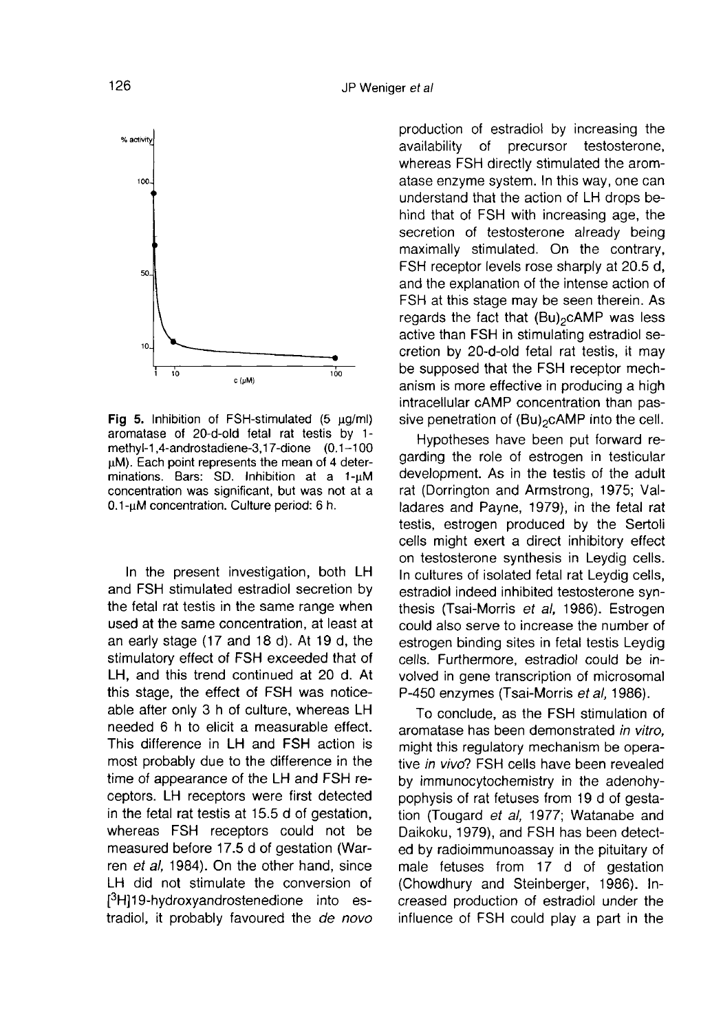Fig 5. Inhibition of FSH-stimulated (5 μg/ml) aromatase of 20-d-old fetal rat testis by 1-methyl-1,4-androstadiene-3,17-dione (0.1–100 μM). Each point represents the mean of 4 determinations. Bars: SD. Inhibition at a 1-μM concentration was significant, but was not at a 0.1-μM concentration. Culture period: 6 h.

In the present investigation, both LH and FSH stimulated estradiol secretion by the fetal rat testis in the same range when used at the same concentration, at least at an early stage (17 and 18 d). At 19 d, the stimulatory effect of FSH exceeded that of LH, and this trend continued at 20 d. At this stage, the effect of FSH was noticeable after only 3 h of culture, whereas LH needed 6 h to elicit a measurable effect. This difference in LH and FSH action is most probably due to the difference in the time of appearance of the LH and FSH receptors. LH receptors were first detected in the fetal rat testis at 15.5 d of gestation, whereas FSH receptors could not be measured before 17.5 d of gestation (Warren *et al*, 1984). On the other hand, since LH did not stimulate the conversion of [$^{3}$H]19-hydroxyandrostenedione into estradiol, it probably favoured the *de novo* production of estradiol by increasing the availability of precursor testosterone, whereas FSH directly stimulated the aromatase enzyme system. In this way, one can understand that the action of LH drops behind that of FSH with increasing age, the secretion of testosterone already being maximally stimulated. On the contrary, FSH receptor levels rose sharply at 20.5 d, and the explanation of the intense action of FSH at this stage may be seen therein. As regards the fact that $(Bu)_2cAMP$ was less active than FSH in stimulating estradiol secretion by 20-d-old fetal rat testis, it may be supposed that the FSH receptor mechanism is more effective in producing a high intracellular cAMP concentration than passive penetration of $(Bu)_2cAMP$ into the cell.

Hypotheses have been put forward regarding the role of estrogen in testicular development. As in the testis of the adult rat (Dorrington and Armstrong, 1975; Valladares and Payne, 1979), in the fetal rat testis, estrogen produced by the Sertoli cells might exert a direct inhibitory effect on testosterone synthesis in Leydig cells. In cultures of isolated fetal rat Leydig cells, estradiol indeed inhibited testosterone synthesis (Tsai-Morris *et al*, 1986). Estrogen could also serve to increase the number of estrogen binding sites in fetal testis Leydig cells. Furthermore, estradiol could be involved in gene transcription of microsomal P-450 enzymes (Tsai-Morris *et al*, 1986).

To conclude, as the FSH stimulation of aromatase has been demonstrated *in vitro*, might this regulatory mechanism be operative *in vivo*? FSH cells have been revealed by immunocytochemistry in the adenohypophysis of rat fetuses from 19 d of gestation (Tougard *et al*, 1977; Watanabe and Daikoku, 1979), and FSH has been detected by radioimmunoassay in the pituitary of male fetuses from 17 d of gestation (Chowdhury and Steinberger, 1986). Increased production of estradiol under the influence of FSH could play a part in the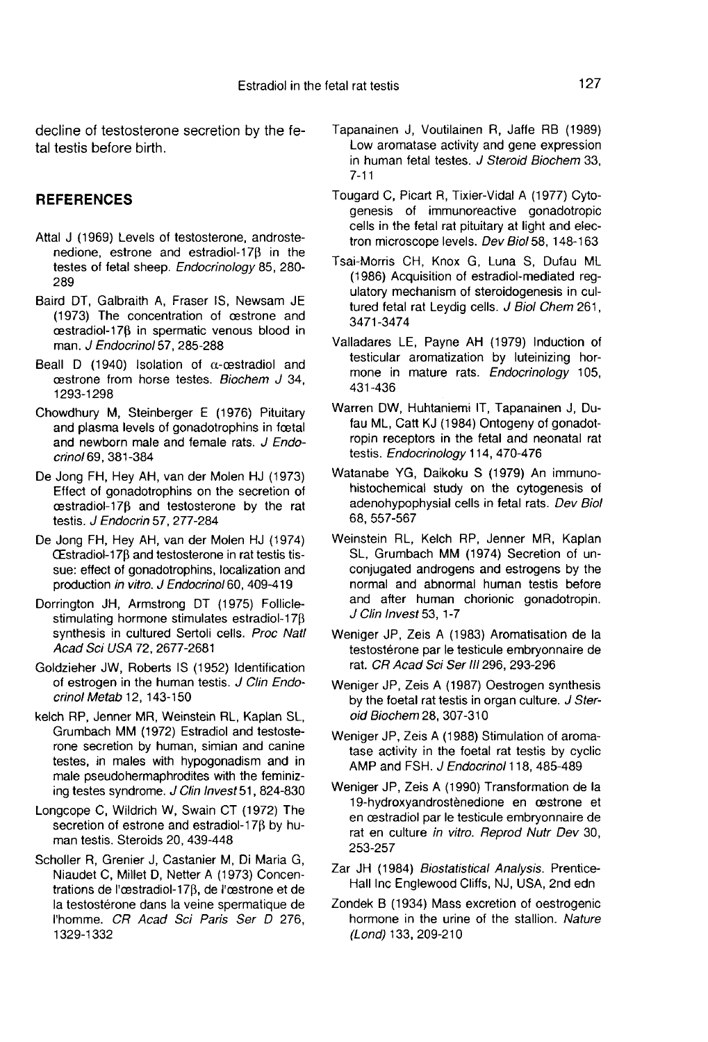decline of testosterone secretion by the fetal testis before birth.

## REFERENCES

Attal J (1969) Levels of testosterone, androstenedione, estrone and estradiol-17β in the testes of fetal sheep. *Endocrinology* 85, 280-289

Baird DT, Galbraith A, Fraser IS, Newsam JE (1973) The concentration of œstrone and œstradiol-17β in spermatic venous blood in man. *J Endocrinol* 57, 285-288

Beall D (1940) Isolation of α-œstradiol and œstrone from horse testes. *Biochem J* 34, 1293-1298

Chowdhury M, Steinberger E (1976) Pituitary and plasma levels of gonadotrophins in fœtal and newborn male and female rats. *J Endocrinol* 69, 381-384

De Jong FH, Hey AH, van der Molen HJ (1973) Effect of gonadotrophins on the secretion of œstradiol-17β and testosterone by the rat testis. *J Endocrin* 57, 277-284

De Jong FH, Hey AH, van der Molen HJ (1974) Œstradiol-17β and testosterone in rat testis tissue: effect of gonadotrophins, localization and production *in vitro*. *J Endocrinol* 60, 409-419

Dorrington JH, Armstrong DT (1975) Follicle-stimulating hormone stimulates estradiol-17β synthesis in cultured Sertoli cells. *Proc Natl Acad Sci USA* 72, 2677-2681

Goldzieher JW, Roberts IS (1952) Identification of estrogen in the human testis. *J Clin Endocrinol Metab* 12, 143-150

kelch RP, Jenner MR, Weinstein RL, Kaplan SL, Grumbach MM (1972) Estradiol and testosterone secretion by human, simian and canine testes, in males with hypogonadism and in male pseudohermaphrodites with the feminizing testes syndrome. *J Clin Invest* 51, 824-830

Longcope C, Wildrich W, Swain CT (1972) The secretion of estrone and estradiol-17β by human testis. Steroids 20, 439-448

Scholler R, Grenier J, Castanier M, Di Maria G, Niaudet C, Millet D, Netter A (1973) Concentrations de l'œstradiol-17β, de l'œstrone et de la testostérone dans la veine spermatique de l'homme. *CR Acad Sci Paris Ser D* 276, 1329-1332

Tapanainen J, Voutilainen R, Jaffe RB (1989) Low aromatase activity and gene expression in human fetal testes. *J Steroid Biochem* 33, 7-11

Tougard C, Picart R, Tixier-Vidal A (1977) Cytogenesis of immunoreactive gonadotropic cells in the fetal rat pituitary at light and electron microscope levels. *Dev Biol* 58, 148-163

Tsai-Morris CH, Knox G, Luna S, Dufau ML (1986) Acquisition of estradiol-mediated regulatory mechanism of steroidogenesis in cultured fetal rat Leydig cells. *J Biol Chem* 261, 3471-3474

Valladares LE, Payne AH (1979) Induction of testicular aromatization by luteinizing hormone in mature rats. *Endocrinology* 105, 431-436

Warren DW, Huhtaniemi IT, Tapanainen J, Dufau ML, Catt KJ (1984) Ontogeny of gonadotropin receptors in the fetal and neonatal rat testis. *Endocrinology* 114, 470-476

Watanabe YG, Daikoku S (1979) An immunohistochemical study on the cytogenesis of adenohypophysial cells in fetal rats. *Dev Biol* 68, 557-567

Weinstein RL, Kelch RP, Jenner MR, Kaplan SL, Grumbach MM (1974) Secretion of unconjugated androgens and estrogens by the normal and abnormal human testis before and after human chorionic gonadotropin. *J Clin Invest* 53, 1-7

Weniger JP, Zeis A (1983) Aromatisation de la testostérone par le testicule embryonnaire de rat. *CR Acad Sci Ser III* 296, 293-296

Weniger JP, Zeis A (1987) Oestrogen synthesis by the foetal rat testis in organ culture. *J Steroid Biochem* 28, 307-310

Weniger JP, Zeis A (1988) Stimulation of aromatase activity in the foetal rat testis by cyclic AMP and FSH. *J Endocrinol* 118, 485-489

Weniger JP, Zeis A (1990) Transformation de la 19-hydroxyandrostènedione en œstrone et en œstradiol par le testicule embryonnaire de rat en culture *in vitro*. *Reprod Nutr Dev* 30, 253-257

Zar JH (1984) *Biostatistical Analysis*. Prentice-Hall Inc Englewood Cliffs, NJ, USA, 2nd edn

Zondek B (1934) Mass excretion of oestrogenic hormone in the urine of the stallion. *Nature (Lond)* 133, 209-210